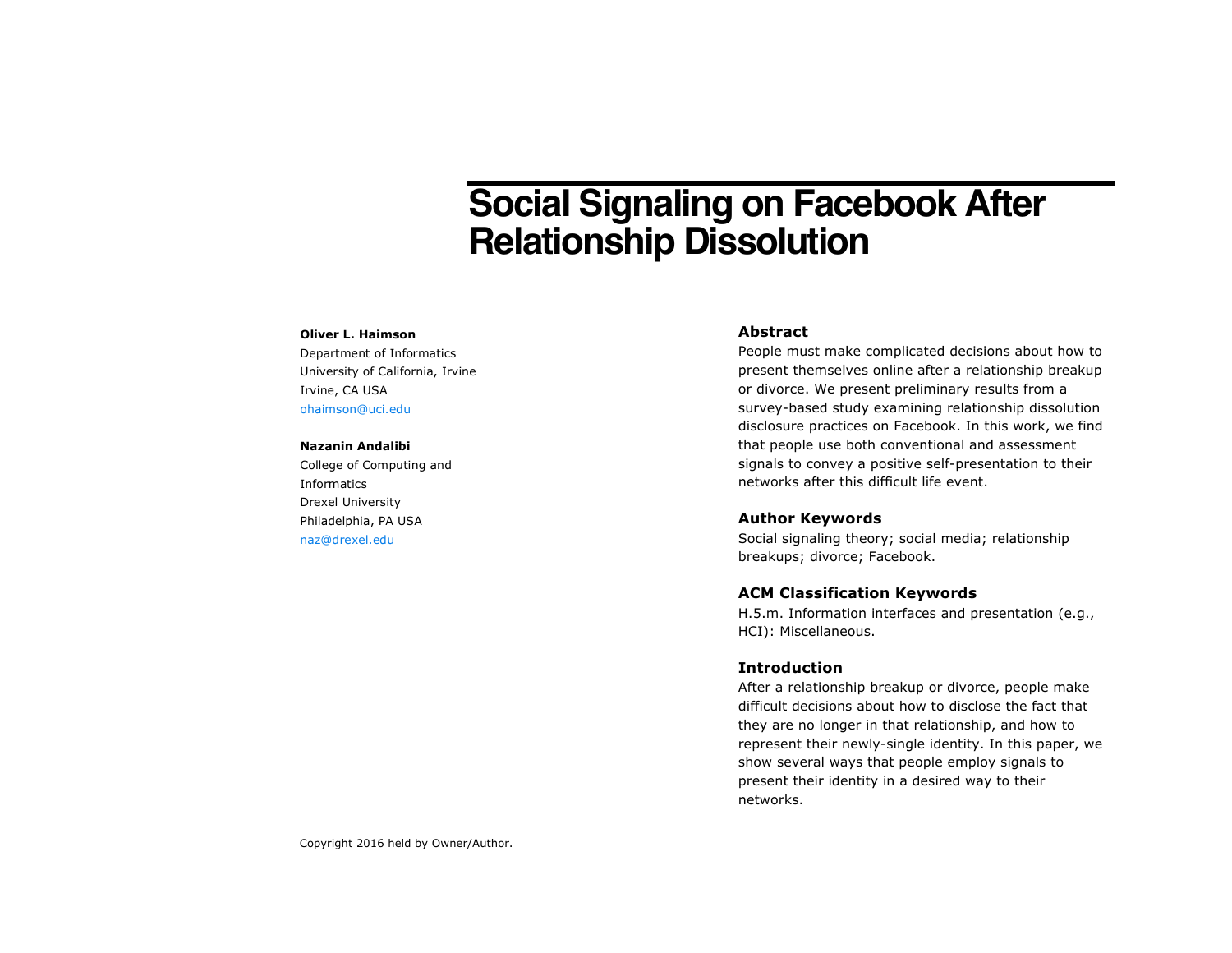# Social Signaling on Facebook After Relationship Dissolution

**Oliver L. Haimson**
Department of Informatics
University of California, Irvine
Irvine, CA USA
ohaimson@uci.edu

**Nazanin Andalibi**
College of Computing and Informatics
Drexel University
Philadelphia, PA USA
naz@drexel.edu

Copyright 2016 held by Owner/Author.

## Abstract

People must make complicated decisions about how to present themselves online after a relationship breakup or divorce. We present preliminary results from a survey-based study examining relationship dissolution disclosure practices on Facebook. In this work, we find that people use both conventional and assessment signals to convey a positive self-presentation to their networks after this difficult life event.

## Author Keywords

Social signaling theory; social media; relationship breakups; divorce; Facebook.

## ACM Classification Keywords

H.5.m. Information interfaces and presentation (e.g., HCI): Miscellaneous.

## Introduction

After a relationship breakup or divorce, people make difficult decisions about how to disclose the fact that they are no longer in that relationship, and how to represent their newly-single identity. In this paper, we show several ways that people employ signals to present their identity in a desired way to their networks.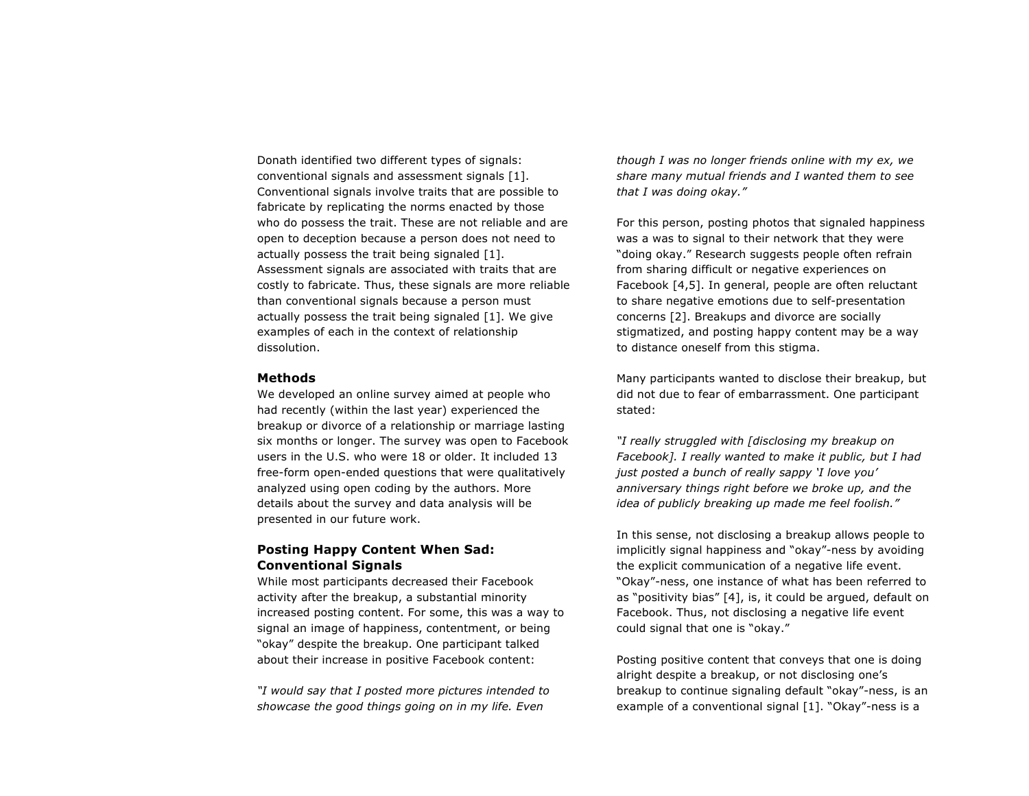Donath identified two different types of signals: conventional signals and assessment signals [1]. Conventional signals involve traits that are possible to fabricate by replicating the norms enacted by those who do possess the trait. These are not reliable and are open to deception because a person does not need to actually possess the trait being signaled [1]. Assessment signals are associated with traits that are costly to fabricate. Thus, these signals are more reliable than conventional signals because a person must actually possess the trait being signaled [1]. We give examples of each in the context of relationship dissolution.

### Methods

We developed an online survey aimed at people who had recently (within the last year) experienced the breakup or divorce of a relationship or marriage lasting six months or longer. The survey was open to Facebook users in the U.S. who were 18 or older. It included 13 free-form open-ended questions that were qualitatively analyzed using open coding by the authors. More details about the survey and data analysis will be presented in our future work.

### Posting Happy Content When Sad: Conventional Signals

While most participants decreased their Facebook activity after the breakup, a substantial minority increased posting content. For some, this was a way to signal an image of happiness, contentment, or being "okay" despite the breakup. One participant talked about their increase in positive Facebook content:

*"I would say that I posted more pictures intended to showcase the good things going on in my life. Even though I was no longer friends online with my ex, we share many mutual friends and I wanted them to see that I was doing okay."*

For this person, posting photos that signaled happiness was a was to signal to their network that they were "doing okay." Research suggests people often refrain from sharing difficult or negative experiences on Facebook [4,5]. In general, people are often reluctant to share negative emotions due to self-presentation concerns [2]. Breakups and divorce are socially stigmatized, and posting happy content may be a way to distance oneself from this stigma.

Many participants wanted to disclose their breakup, but did not due to fear of embarrassment. One participant stated:

*"I really struggled with [disclosing my breakup on Facebook]. I really wanted to make it public, but I had just posted a bunch of really sappy 'I love you' anniversary things right before we broke up, and the idea of publicly breaking up made me feel foolish."*

In this sense, not disclosing a breakup allows people to implicitly signal happiness and "okay"-ness by avoiding the explicit communication of a negative life event. "Okay"-ness, one instance of what has been referred to as "positivity bias" [4], is, it could be argued, default on Facebook. Thus, not disclosing a negative life event could signal that one is "okay."

Posting positive content that conveys that one is doing alright despite a breakup, or not disclosing one's breakup to continue signaling default "okay"-ness, is an example of a conventional signal [1]. "Okay"-ness is a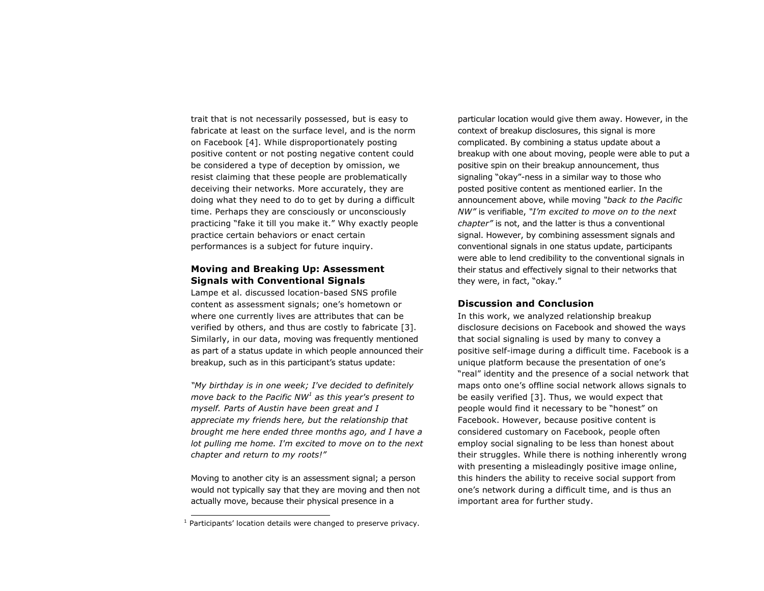trait that is not necessarily possessed, but is easy to fabricate at least on the surface level, and is the norm on Facebook [4]. While disproportionately posting positive content or not posting negative content could be considered a type of deception by omission, we resist claiming that these people are problematically deceiving their networks. More accurately, they are doing what they need to do to get by during a difficult time. Perhaps they are consciously or unconsciously practicing "fake it till you make it." Why exactly people practice certain behaviors or enact certain performances is a subject for future inquiry.

### Moving and Breaking Up: Assessment Signals with Conventional Signals

Lampe et al. discussed location-based SNS profile content as assessment signals; one's hometown or where one currently lives are attributes that can be verified by others, and thus are costly to fabricate [3]. Similarly, in our data, moving was frequently mentioned as part of a status update in which people announced their breakup, such as in this participant's status update:

*"My birthday is in one week; I've decided to definitely move back to the Pacific NW[1] as this year's present to myself. Parts of Austin have been great and I appreciate my friends here, but the relationship that brought me here ended three months ago, and I have a lot pulling me home. I'm excited to move on to the next chapter and return to my roots!"*

Moving to another city is an assessment signal; a person would not typically say that they are moving and then not actually move, because their physical presence in a particular location would give them away. However, in the context of breakup disclosures, this signal is more complicated. By combining a status update about a breakup with one about moving, people were able to put a positive spin on their breakup announcement, thus signaling "okay"-ness in a similar way to those who posted positive content as mentioned earlier. In the announcement above, while moving *"back to the Pacific NW"* is verifiable, *"I'm excited to move on to the next chapter"* is not, and the latter is thus a conventional signal. However, by combining assessment signals and conventional signals in one status update, participants were able to lend credibility to the conventional signals in their status and effectively signal to their networks that they were, in fact, "okay."

### Discussion and Conclusion

In this work, we analyzed relationship breakup disclosure decisions on Facebook and showed the ways that social signaling is used by many to convey a positive self-image during a difficult time. Facebook is a unique platform because the presentation of one's "real" identity and the presence of a social network that maps onto one's offline social network allows signals to be easily verified [3]. Thus, we would expect that people would find it necessary to be "honest" on Facebook. However, because positive content is considered customary on Facebook, people often employ social signaling to be less than honest about their struggles. While there is nothing inherently wrong with presenting a misleadingly positive image online, this hinders the ability to receive social support from one's network during a difficult time, and is thus an important area for further study.

[1] Participants' location details were changed to preserve privacy.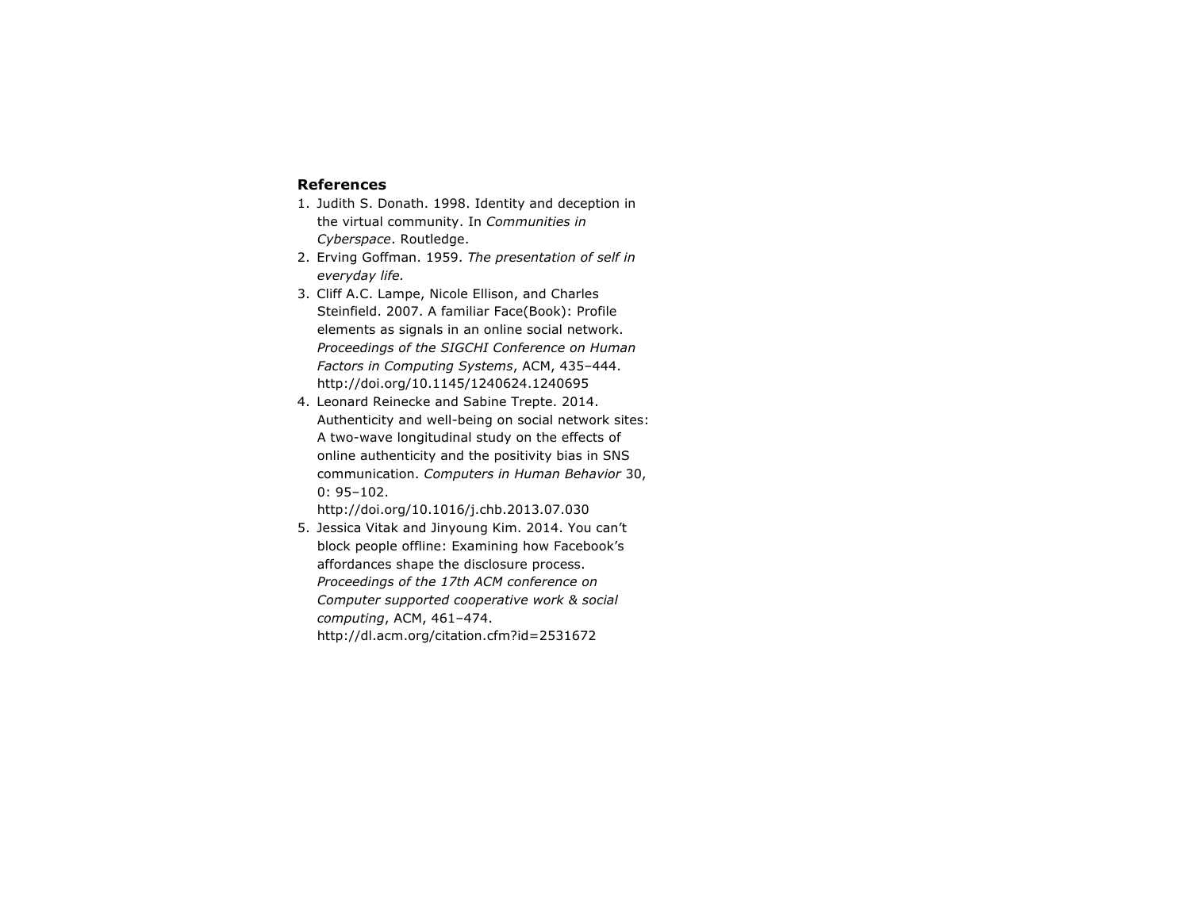## References

1. Judith S. Donath. 1998. Identity and deception in the virtual community. In *Communities in Cyberspace*. Routledge.
2. Erving Goffman. 1959. *The presentation of self in everyday life.*
3. Cliff A.C. Lampe, Nicole Ellison, and Charles Steinfield. 2007. A familiar Face(Book): Profile elements as signals in an online social network. *Proceedings of the SIGCHI Conference on Human Factors in Computing Systems*, ACM, 435–444. http://doi.org/10.1145/1240624.1240695
4. Leonard Reinecke and Sabine Trepte. 2014. Authenticity and well-being on social network sites: A two-wave longitudinal study on the effects of online authenticity and the positivity bias in SNS communication. *Computers in Human Behavior* 30, 0: 95–102. http://doi.org/10.1016/j.chb.2013.07.030
5. Jessica Vitak and Jinyoung Kim. 2014. You can't block people offline: Examining how Facebook's affordances shape the disclosure process. *Proceedings of the 17th ACM conference on Computer supported cooperative work & social computing*, ACM, 461–474. http://dl.acm.org/citation.cfm?id=2531672